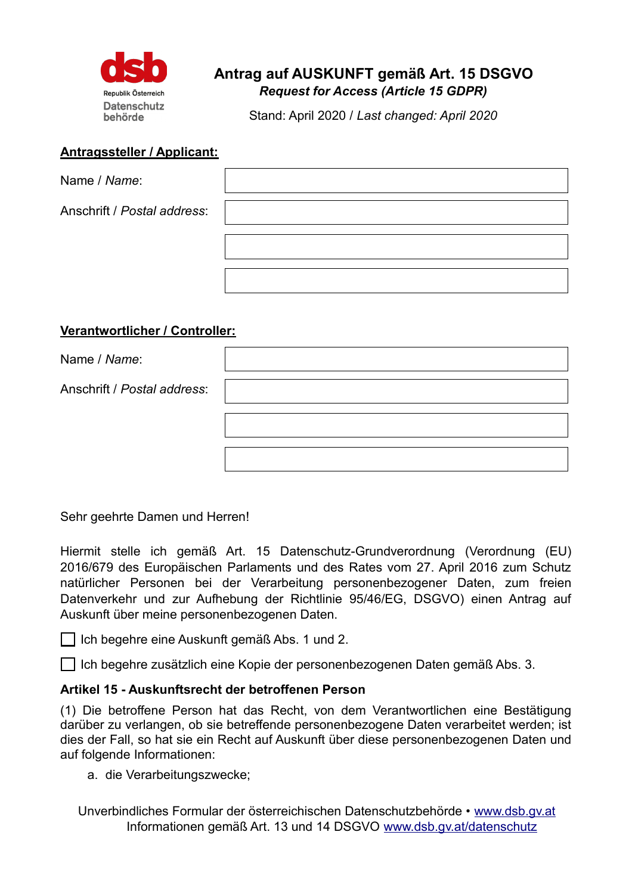dsb
Republik Österreich
Datenschutz behörde

# Antrag auf AUSKUNFT gemäß Art. 15 DSGVO

***Request for Access (Article 15 GDPR)***

Stand: April 2020 / *Last changed: April 2020*

**Antragssteller / Applicant:**

Name / *Name*:

Anschrift / *Postal address*:

**Verantwortlicher / Controller:**

Name / *Name*:

Anschrift / *Postal address*:

Sehr geehrte Damen und Herren!

Hiermit stelle ich gemäß Art. 15 Datenschutz-Grundverordnung (Verordnung (EU) 2016/679 des Europäischen Parlaments und des Rates vom 27. April 2016 zum Schutz natürlicher Personen bei der Verarbeitung personenbezogener Daten, zum freien Datenverkehr und zur Aufhebung der Richtlinie 95/46/EG, DSGVO) einen Antrag auf Auskunft über meine personenbezogenen Daten.

☐ Ich begehre eine Auskunft gemäß Abs. 1 und 2.

☐ Ich begehre zusätzlich eine Kopie der personenbezogenen Daten gemäß Abs. 3.

**Artikel 15 - Auskunftsrecht der betroffenen Person**

(1) Die betroffene Person hat das Recht, von dem Verantwortlichen eine Bestätigung darüber zu verlangen, ob sie betreffende personenbezogene Daten verarbeitet werden; ist dies der Fall, so hat sie ein Recht auf Auskunft über diese personenbezogenen Daten und auf folgende Informationen:

a. die Verarbeitungszwecke;

Unverbindliches Formular der österreichischen Datenschutzbehörde • www.dsb.gv.at
Informationen gemäß Art. 13 und 14 DSGVO www.dsb.gv.at/datenschutz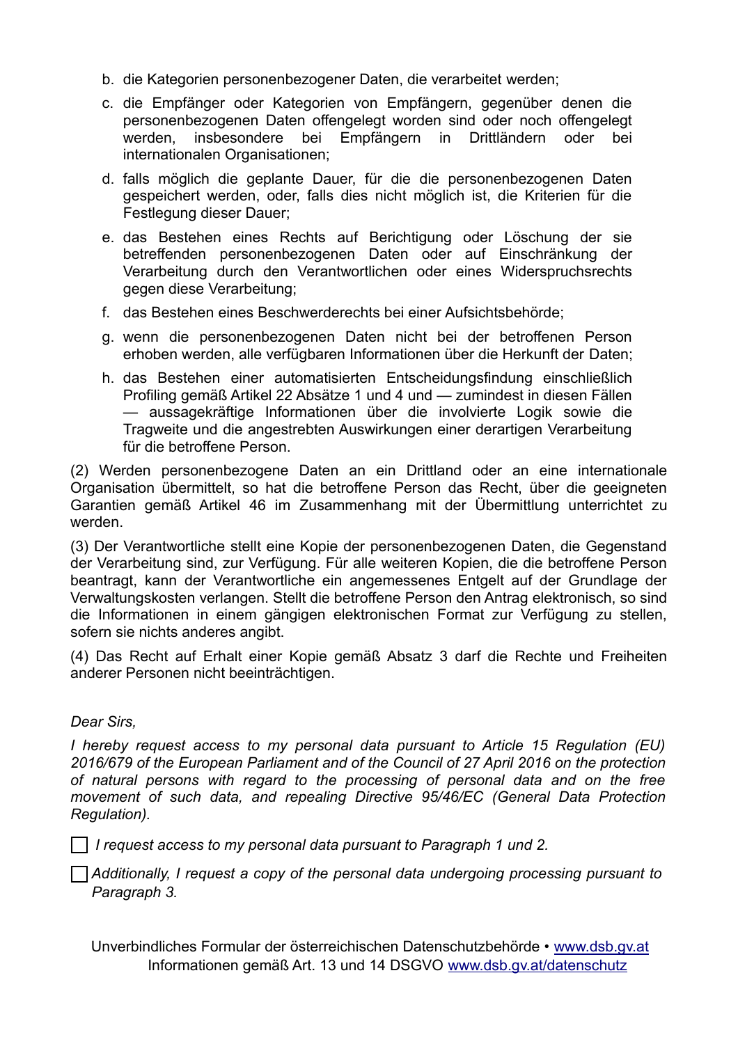b. die Kategorien personenbezogener Daten, die verarbeitet werden;

c. die Empfänger oder Kategorien von Empfängern, gegenüber denen die personenbezogenen Daten offengelegt worden sind oder noch offengelegt werden, insbesondere bei Empfängern in Drittländern oder bei internationalen Organisationen;

d. falls möglich die geplante Dauer, für die die personenbezogenen Daten gespeichert werden, oder, falls dies nicht möglich ist, die Kriterien für die Festlegung dieser Dauer;

e. das Bestehen eines Rechts auf Berichtigung oder Löschung der sie betreffenden personenbezogenen Daten oder auf Einschränkung der Verarbeitung durch den Verantwortlichen oder eines Widerspruchsrechts gegen diese Verarbeitung;

f. das Bestehen eines Beschwerderechts bei einer Aufsichtsbehörde;

g. wenn die personenbezogenen Daten nicht bei der betroffenen Person erhoben werden, alle verfügbaren Informationen über die Herkunft der Daten;

h. das Bestehen einer automatisierten Entscheidungsfindung einschließlich Profiling gemäß Artikel 22 Absätze 1 und 4 und — zumindest in diesen Fällen — aussagekräftige Informationen über die involvierte Logik sowie die Tragweite und die angestrebten Auswirkungen einer derartigen Verarbeitung für die betroffene Person.

(2) Werden personenbezogene Daten an ein Drittland oder an eine internationale Organisation übermittelt, so hat die betroffene Person das Recht, über die geeigneten Garantien gemäß Artikel 46 im Zusammenhang mit der Übermittlung unterrichtet zu werden.

(3) Der Verantwortliche stellt eine Kopie der personenbezogenen Daten, die Gegenstand der Verarbeitung sind, zur Verfügung. Für alle weiteren Kopien, die die betroffene Person beantragt, kann der Verantwortliche ein angemessenes Entgelt auf der Grundlage der Verwaltungskosten verlangen. Stellt die betroffene Person den Antrag elektronisch, so sind die Informationen in einem gängigen elektronischen Format zur Verfügung zu stellen, sofern sie nichts anderes angibt.

(4) Das Recht auf Erhalt einer Kopie gemäß Absatz 3 darf die Rechte und Freiheiten anderer Personen nicht beeinträchtigen.

*Dear Sirs,*

*I hereby request access to my personal data pursuant to Article 15 Regulation (EU) 2016/679 of the European Parliament and of the Council of 27 April 2016 on the protection of natural persons with regard to the processing of personal data and on the free movement of such data, and repealing Directive 95/46/EC (General Data Protection Regulation).*

☐ *I request access to my personal data pursuant to Paragraph 1 und 2.*

☐ *Additionally, I request a copy of the personal data undergoing processing pursuant to Paragraph 3.*

Unverbindliches Formular der österreichischen Datenschutzbehörde • www.dsb.gv.at
Informationen gemäß Art. 13 und 14 DSGVO www.dsb.gv.at/datenschutz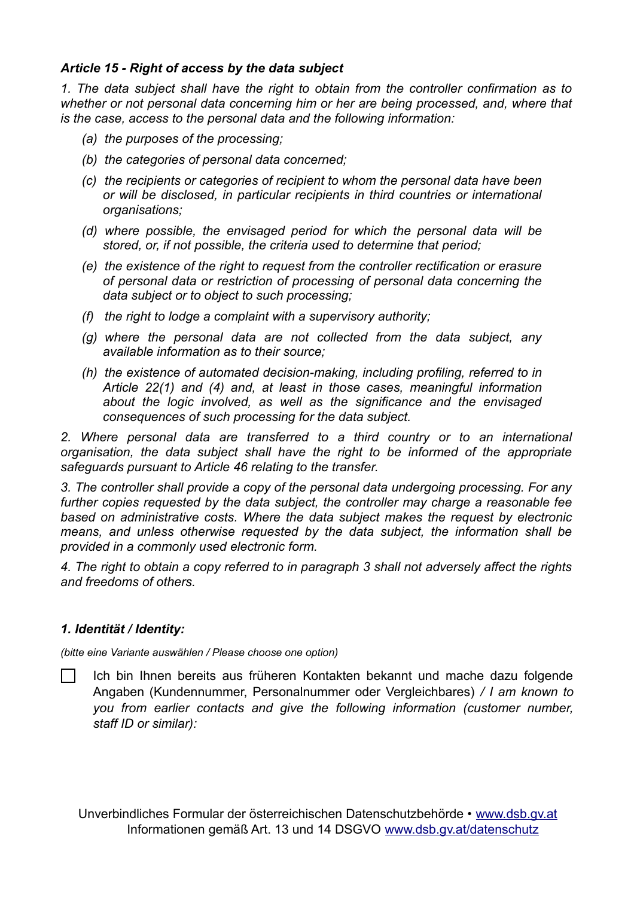### *Article 15 - Right of access by the data subject*

*1. The data subject shall have the right to obtain from the controller confirmation as to whether or not personal data concerning him or her are being processed, and, where that is the case, access to the personal data and the following information:*

- *(a) the purposes of the processing;*
- *(b) the categories of personal data concerned;*
- *(c) the recipients or categories of recipient to whom the personal data have been or will be disclosed, in particular recipients in third countries or international organisations;*
- *(d) where possible, the envisaged period for which the personal data will be stored, or, if not possible, the criteria used to determine that period;*
- *(e) the existence of the right to request from the controller rectification or erasure of personal data or restriction of processing of personal data concerning the data subject or to object to such processing;*
- *(f) the right to lodge a complaint with a supervisory authority;*
- *(g) where the personal data are not collected from the data subject, any available information as to their source;*
- *(h) the existence of automated decision-making, including profiling, referred to in Article 22(1) and (4) and, at least in those cases, meaningful information about the logic involved, as well as the significance and the envisaged consequences of such processing for the data subject.*

*2. Where personal data are transferred to a third country or to an international organisation, the data subject shall have the right to be informed of the appropriate safeguards pursuant to Article 46 relating to the transfer.*

*3. The controller shall provide a copy of the personal data undergoing processing. For any further copies requested by the data subject, the controller may charge a reasonable fee based on administrative costs. Where the data subject makes the request by electronic means, and unless otherwise requested by the data subject, the information shall be provided in a commonly used electronic form.*

*4. The right to obtain a copy referred to in paragraph 3 shall not adversely affect the rights and freedoms of others.*

### *1. Identität / Identity:*

*(bitte eine Variante auswählen / Please choose one option)*

☐ Ich bin Ihnen bereits aus früheren Kontakten bekannt und mache dazu folgende Angaben (Kundennummer, Personalnummer oder Vergleichbares) */ I am known to you from earlier contacts and give the following information (customer number, staff ID or similar):*

Unverbindliches Formular der österreichischen Datenschutzbehörde • www.dsb.gv.at
Informationen gemäß Art. 13 und 14 DSGVO www.dsb.gv.at/datenschutz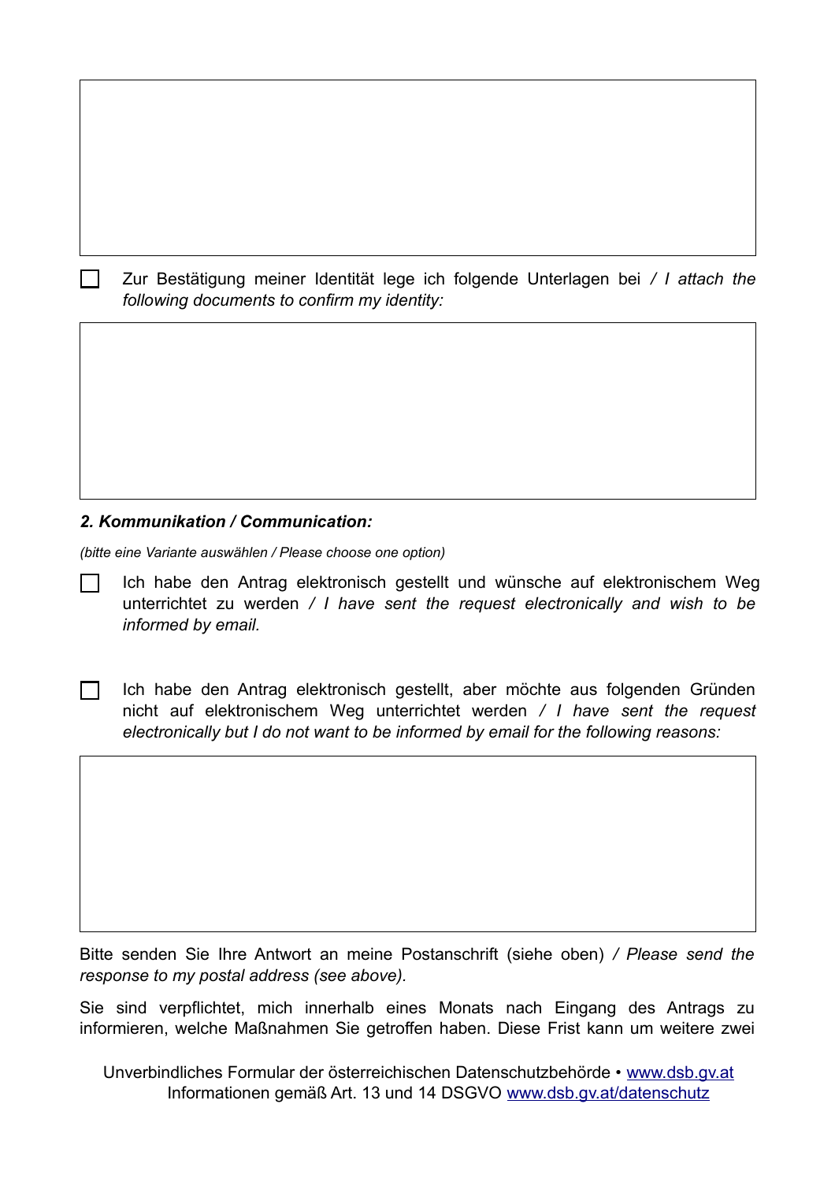☐ Zur Bestätigung meiner Identität lege ich folgende Unterlagen bei */ I attach the following documents to confirm my identity:*

### *2. Kommunikation / Communication:*

*(bitte eine Variante auswählen / Please choose one option)*

☐ Ich habe den Antrag elektronisch gestellt und wünsche auf elektronischem Weg unterrichtet zu werden */ I have sent the request electronically and wish to be informed by email.*

☐ Ich habe den Antrag elektronisch gestellt, aber möchte aus folgenden Gründen nicht auf elektronischem Weg unterrichtet werden */ I have sent the request electronically but I do not want to be informed by email for the following reasons:*

Bitte senden Sie Ihre Antwort an meine Postanschrift (siehe oben) */ Please send the response to my postal address (see above).*

Sie sind verpflichtet, mich innerhalb eines Monats nach Eingang des Antrags zu informieren, welche Maßnahmen Sie getroffen haben. Diese Frist kann um weitere zwei

Unverbindliches Formular der österreichischen Datenschutzbehörde • www.dsb.gv.at
Informationen gemäß Art. 13 und 14 DSGVO www.dsb.gv.at/datenschutz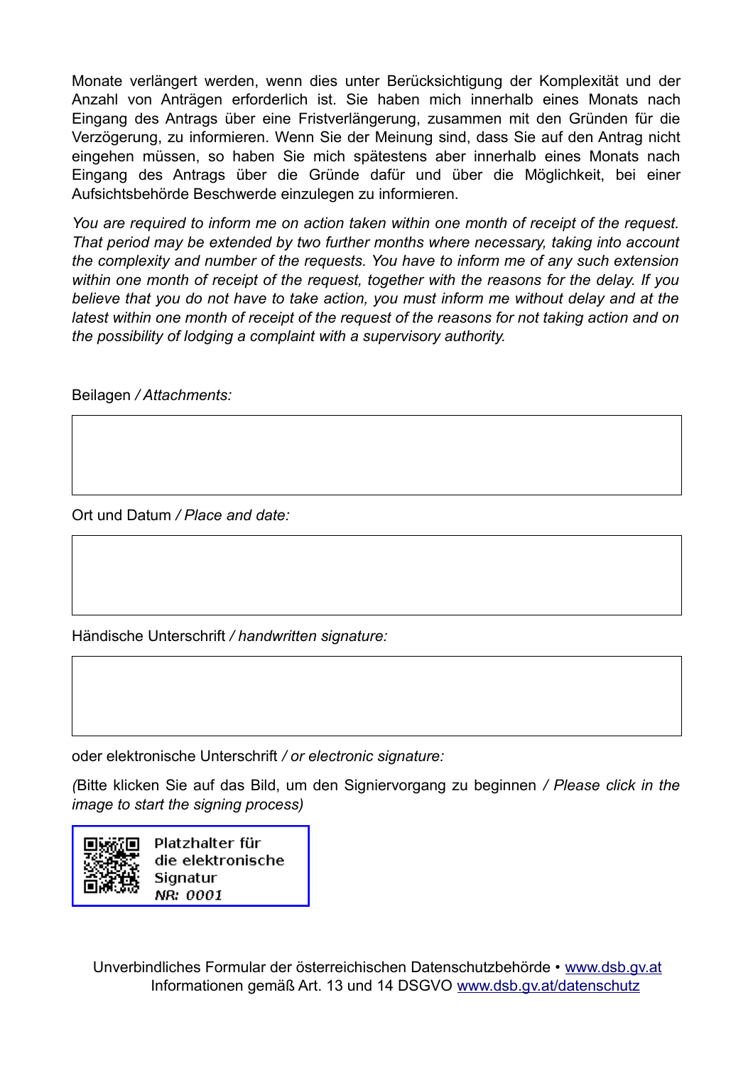Monate verlängert werden, wenn dies unter Berücksichtigung der Komplexität und der Anzahl von Anträgen erforderlich ist. Sie haben mich innerhalb eines Monats nach Eingang des Antrags über eine Fristverlängerung, zusammen mit den Gründen für die Verzögerung, zu informieren. Wenn Sie der Meinung sind, dass Sie auf den Antrag nicht eingehen müssen, so haben Sie mich spätestens aber innerhalb eines Monats nach Eingang des Antrags über die Gründe dafür und über die Möglichkeit, bei einer Aufsichtsbehörde Beschwerde einzulegen zu informieren.

*You are required to inform me on action taken within one month of receipt of the request. That period may be extended by two further months where necessary, taking into account the complexity and number of the requests. You have to inform me of any such extension within one month of receipt of the request, together with the reasons for the delay. If you believe that you do not have to take action, you must inform me without delay and at the latest within one month of receipt of the request of the reasons for not taking action and on the possibility of lodging a complaint with a supervisory authority.*

Beilagen */ Attachments:*

Ort und Datum */ Place and date:*

Händische Unterschrift */ handwritten signature:*

oder elektronische Unterschrift */ or electronic signature:*

(Bitte klicken Sie auf das Bild, um den Signiervorgang zu beginnen */ Please click in the image to start the signing process)*

Platzhalter für die elektronische Signatur
NR: 0001

Unverbindliches Formular der österreichischen Datenschutzbehörde • www.dsb.gv.at
Informationen gemäß Art. 13 und 14 DSGVO www.dsb.gv.at/datenschutz